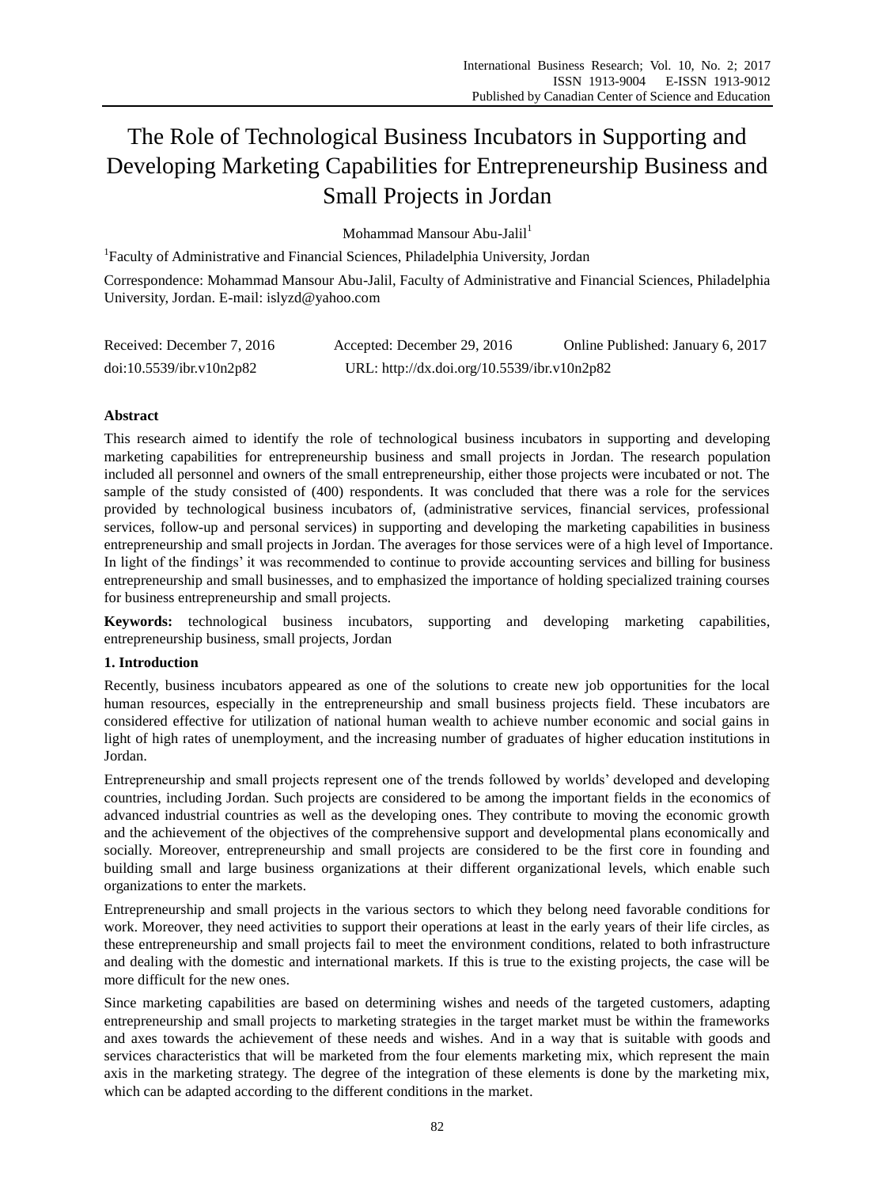# The Role of Technological Business Incubators in Supporting and Developing Marketing Capabilities for Entrepreneurship Business and Small Projects in Jordan

Mohammad Mansour Abu-Jalil[1]

[1]Faculty of Administrative and Financial Sciences, Philadelphia University, Jordan

Correspondence: Mohammad Mansour Abu-Jalil, Faculty of Administrative and Financial Sciences, Philadelphia University, Jordan. E-mail: islyzd@yahoo.com

Received: December 7, 2016 Accepted: December 29, 2016 Online Published: January 6, 2017

doi:10.5539/ibr.v10n2p82 URL: http://dx.doi.org/10.5539/ibr.v10n2p82

## Abstract

This research aimed to identify the role of technological business incubators in supporting and developing marketing capabilities for entrepreneurship business and small projects in Jordan. The research population included all personnel and owners of the small entrepreneurship, either those projects were incubated or not. The sample of the study consisted of (400) respondents. It was concluded that there was a role for the services provided by technological business incubators of, (administrative services, financial services, professional services, follow-up and personal services) in supporting and developing the marketing capabilities in business entrepreneurship and small projects in Jordan. The averages for those services were of a high level of Importance. In light of the findings' it was recommended to continue to provide accounting services and billing for business entrepreneurship and small businesses, and to emphasized the importance of holding specialized training courses for business entrepreneurship and small projects.

**Keywords:** technological business incubators, supporting and developing marketing capabilities, entrepreneurship business, small projects, Jordan

## 1. Introduction

Recently, business incubators appeared as one of the solutions to create new job opportunities for the local human resources, especially in the entrepreneurship and small business projects field. These incubators are considered effective for utilization of national human wealth to achieve number economic and social gains in light of high rates of unemployment, and the increasing number of graduates of higher education institutions in Jordan.

Entrepreneurship and small projects represent one of the trends followed by worlds' developed and developing countries, including Jordan. Such projects are considered to be among the important fields in the economics of advanced industrial countries as well as the developing ones. They contribute to moving the economic growth and the achievement of the objectives of the comprehensive support and developmental plans economically and socially. Moreover, entrepreneurship and small projects are considered to be the first core in founding and building small and large business organizations at their different organizational levels, which enable such organizations to enter the markets.

Entrepreneurship and small projects in the various sectors to which they belong need favorable conditions for work. Moreover, they need activities to support their operations at least in the early years of their life circles, as these entrepreneurship and small projects fail to meet the environment conditions, related to both infrastructure and dealing with the domestic and international markets. If this is true to the existing projects, the case will be more difficult for the new ones.

Since marketing capabilities are based on determining wishes and needs of the targeted customers, adapting entrepreneurship and small projects to marketing strategies in the target market must be within the frameworks and axes towards the achievement of these needs and wishes. And in a way that is suitable with goods and services characteristics that will be marketed from the four elements marketing mix, which represent the main axis in the marketing strategy. The degree of the integration of these elements is done by the marketing mix, which can be adapted according to the different conditions in the market.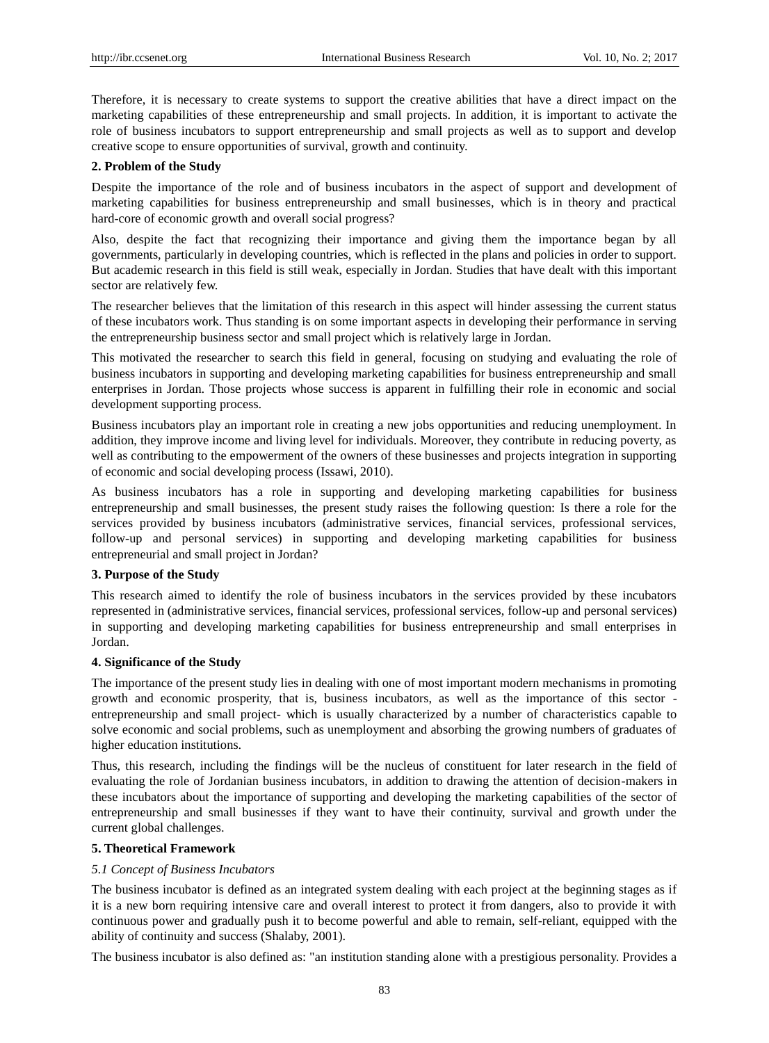Therefore, it is necessary to create systems to support the creative abilities that have a direct impact on the marketing capabilities of these entrepreneurship and small projects. In addition, it is important to activate the role of business incubators to support entrepreneurship and small projects as well as to support and develop creative scope to ensure opportunities of survival, growth and continuity.

## 2. Problem of the Study

Despite the importance of the role and of business incubators in the aspect of support and development of marketing capabilities for business entrepreneurship and small businesses, which is in theory and practical hard-core of economic growth and overall social progress?

Also, despite the fact that recognizing their importance and giving them the importance began by all governments, particularly in developing countries, which is reflected in the plans and policies in order to support. But academic research in this field is still weak, especially in Jordan. Studies that have dealt with this important sector are relatively few.

The researcher believes that the limitation of this research in this aspect will hinder assessing the current status of these incubators work. Thus standing is on some important aspects in developing their performance in serving the entrepreneurship business sector and small project which is relatively large in Jordan.

This motivated the researcher to search this field in general, focusing on studying and evaluating the role of business incubators in supporting and developing marketing capabilities for business entrepreneurship and small enterprises in Jordan. Those projects whose success is apparent in fulfilling their role in economic and social development supporting process.

Business incubators play an important role in creating a new jobs opportunities and reducing unemployment. In addition, they improve income and living level for individuals. Moreover, they contribute in reducing poverty, as well as contributing to the empowerment of the owners of these businesses and projects integration in supporting of economic and social developing process (Issawi, 2010).

As business incubators has a role in supporting and developing marketing capabilities for business entrepreneurship and small businesses, the present study raises the following question: Is there a role for the services provided by business incubators (administrative services, financial services, professional services, follow-up and personal services) in supporting and developing marketing capabilities for business entrepreneurial and small project in Jordan?

## 3. Purpose of the Study

This research aimed to identify the role of business incubators in the services provided by these incubators represented in (administrative services, financial services, professional services, follow-up and personal services) in supporting and developing marketing capabilities for business entrepreneurship and small enterprises in Jordan.

## 4. Significance of the Study

The importance of the present study lies in dealing with one of most important modern mechanisms in promoting growth and economic prosperity, that is, business incubators, as well as the importance of this sector - entrepreneurship and small project- which is usually characterized by a number of characteristics capable to solve economic and social problems, such as unemployment and absorbing the growing numbers of graduates of higher education institutions.

Thus, this research, including the findings will be the nucleus of constituent for later research in the field of evaluating the role of Jordanian business incubators, in addition to drawing the attention of decision-makers in these incubators about the importance of supporting and developing the marketing capabilities of the sector of entrepreneurship and small businesses if they want to have their continuity, survival and growth under the current global challenges.

## 5. Theoretical Framework

### *5.1 Concept of Business Incubators*

The business incubator is defined as an integrated system dealing with each project at the beginning stages as if it is a new born requiring intensive care and overall interest to protect it from dangers, also to provide it with continuous power and gradually push it to become powerful and able to remain, self-reliant, equipped with the ability of continuity and success (Shalaby, 2001).

The business incubator is also defined as: "an institution standing alone with a prestigious personality. Provides a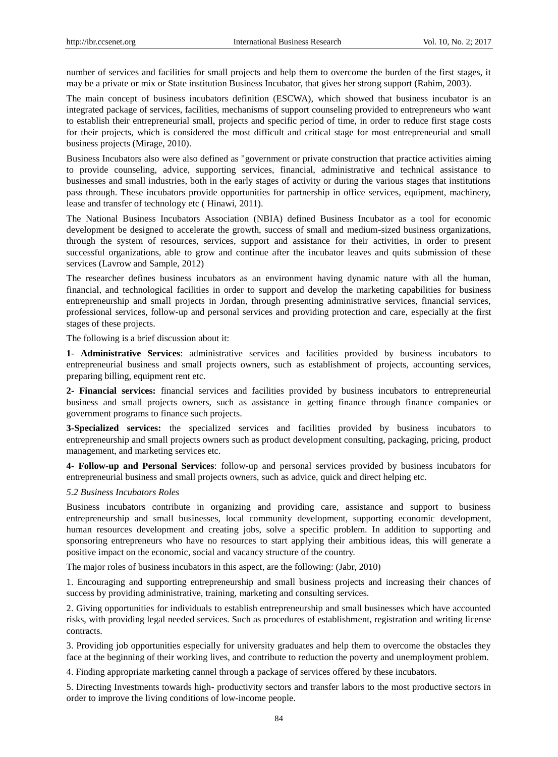number of services and facilities for small projects and help them to overcome the burden of the first stages, it may be a private or mix or State institution Business Incubator, that gives her strong support (Rahim, 2003).

The main concept of business incubators definition (ESCWA), which showed that business incubator is an integrated package of services, facilities, mechanisms of support counseling provided to entrepreneurs who want to establish their entrepreneurial small, projects and specific period of time, in order to reduce first stage costs for their projects, which is considered the most difficult and critical stage for most entrepreneurial and small business projects (Mirage, 2010).

Business Incubators also were also defined as "government or private construction that practice activities aiming to provide counseling, advice, supporting services, financial, administrative and technical assistance to businesses and small industries, both in the early stages of activity or during the various stages that institutions pass through. These incubators provide opportunities for partnership in office services, equipment, machinery, lease and transfer of technology etc ( Hinawi, 2011).

The National Business Incubators Association (NBIA) defined Business Incubator as a tool for economic development be designed to accelerate the growth, success of small and medium-sized business organizations, through the system of resources, services, support and assistance for their activities, in order to present successful organizations, able to grow and continue after the incubator leaves and quits submission of these services (Lavrow and Sample, 2012)

The researcher defines business incubators as an environment having dynamic nature with all the human, financial, and technological facilities in order to support and develop the marketing capabilities for business entrepreneurship and small projects in Jordan, through presenting administrative services, financial services, professional services, follow-up and personal services and providing protection and care, especially at the first stages of these projects.

The following is a brief discussion about it:

**1**- **Administrative Services**: administrative services and facilities provided by business incubators to entrepreneurial business and small projects owners, such as establishment of projects, accounting services, preparing billing, equipment rent etc.

**2- Financial services:** financial services and facilities provided by business incubators to entrepreneurial business and small projects owners, such as assistance in getting finance through finance companies or government programs to finance such projects.

**3-Specialized services:** the specialized services and facilities provided by business incubators to entrepreneurship and small projects owners such as product development consulting, packaging, pricing, product management, and marketing services etc.

**4- Follow-up and Personal Services**: follow-up and personal services provided by business incubators for entrepreneurial business and small projects owners, such as advice, quick and direct helping etc.

*5.2 Business Incubators Roles*

Business incubators contribute in organizing and providing care, assistance and support to business entrepreneurship and small businesses, local community development, supporting economic development, human resources development and creating jobs, solve a specific problem. In addition to supporting and sponsoring entrepreneurs who have no resources to start applying their ambitious ideas, this will generate a positive impact on the economic, social and vacancy structure of the country.

The major roles of business incubators in this aspect, are the following: (Jabr, 2010)

1. Encouraging and supporting entrepreneurship and small business projects and increasing their chances of success by providing administrative, training, marketing and consulting services.

2. Giving opportunities for individuals to establish entrepreneurship and small businesses which have accounted risks, with providing legal needed services. Such as procedures of establishment, registration and writing license contracts.

3. Providing job opportunities especially for university graduates and help them to overcome the obstacles they face at the beginning of their working lives, and contribute to reduction the poverty and unemployment problem.

4. Finding appropriate marketing cannel through a package of services offered by these incubators.

5. Directing Investments towards high- productivity sectors and transfer labors to the most productive sectors in order to improve the living conditions of low-income people.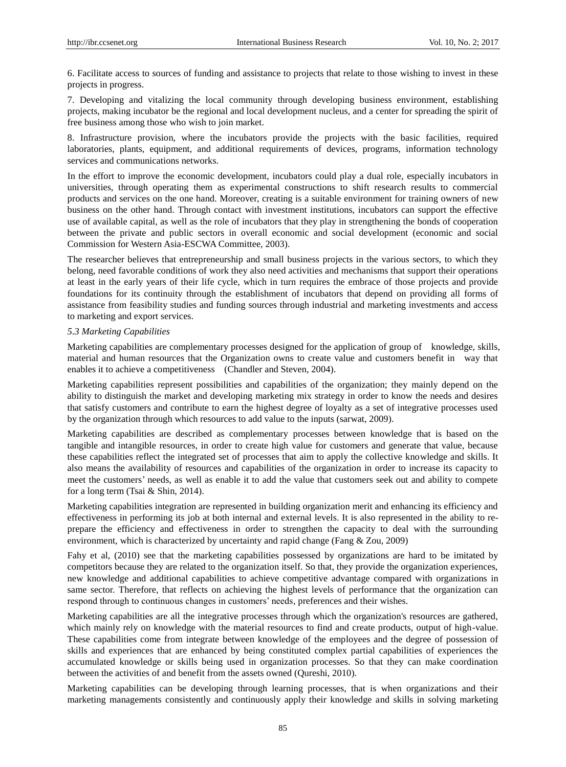6. Facilitate access to sources of funding and assistance to projects that relate to those wishing to invest in these projects in progress.

7. Developing and vitalizing the local community through developing business environment, establishing projects, making incubator be the regional and local development nucleus, and a center for spreading the spirit of free business among those who wish to join market.

8. Infrastructure provision, where the incubators provide the projects with the basic facilities, required laboratories, plants, equipment, and additional requirements of devices, programs, information technology services and communications networks.

In the effort to improve the economic development, incubators could play a dual role, especially incubators in universities, through operating them as experimental constructions to shift research results to commercial products and services on the one hand. Moreover, creating is a suitable environment for training owners of new business on the other hand. Through contact with investment institutions, incubators can support the effective use of available capital, as well as the role of incubators that they play in strengthening the bonds of cooperation between the private and public sectors in overall economic and social development (economic and social Commission for Western Asia-ESCWA Committee, 2003).

The researcher believes that entrepreneurship and small business projects in the various sectors, to which they belong, need favorable conditions of work they also need activities and mechanisms that support their operations at least in the early years of their life cycle, which in turn requires the embrace of those projects and provide foundations for its continuity through the establishment of incubators that depend on providing all forms of assistance from feasibility studies and funding sources through industrial and marketing investments and access to marketing and export services.

### *5.3 Marketing Capabilities*

Marketing capabilities are complementary processes designed for the application of group of knowledge, skills, material and human resources that the Organization owns to create value and customers benefit in way that enables it to achieve a competitiveness (Chandler and Steven, 2004).

Marketing capabilities represent possibilities and capabilities of the organization; they mainly depend on the ability to distinguish the market and developing marketing mix strategy in order to know the needs and desires that satisfy customers and contribute to earn the highest degree of loyalty as a set of integrative processes used by the organization through which resources to add value to the inputs (sarwat, 2009).

Marketing capabilities are described as complementary processes between knowledge that is based on the tangible and intangible resources, in order to create high value for customers and generate that value, because these capabilities reflect the integrated set of processes that aim to apply the collective knowledge and skills. It also means the availability of resources and capabilities of the organization in order to increase its capacity to meet the customers' needs, as well as enable it to add the value that customers seek out and ability to compete for a long term (Tsai & Shin, 2014).

Marketing capabilities integration are represented in building organization merit and enhancing its efficiency and effectiveness in performing its job at both internal and external levels. It is also represented in the ability to re-prepare the efficiency and effectiveness in order to strengthen the capacity to deal with the surrounding environment, which is characterized by uncertainty and rapid change (Fang & Zou, 2009)

Fahy et al, (2010) see that the marketing capabilities possessed by organizations are hard to be imitated by competitors because they are related to the organization itself. So that, they provide the organization experiences, new knowledge and additional capabilities to achieve competitive advantage compared with organizations in same sector. Therefore, that reflects on achieving the highest levels of performance that the organization can respond through to continuous changes in customers' needs, preferences and their wishes.

Marketing capabilities are all the integrative processes through which the organization's resources are gathered, which mainly rely on knowledge with the material resources to find and create products, output of high-value. These capabilities come from integrate between knowledge of the employees and the degree of possession of skills and experiences that are enhanced by being constituted complex partial capabilities of experiences the accumulated knowledge or skills being used in organization processes. So that they can make coordination between the activities of and benefit from the assets owned (Qureshi, 2010).

Marketing capabilities can be developing through learning processes, that is when organizations and their marketing managements consistently and continuously apply their knowledge and skills in solving marketing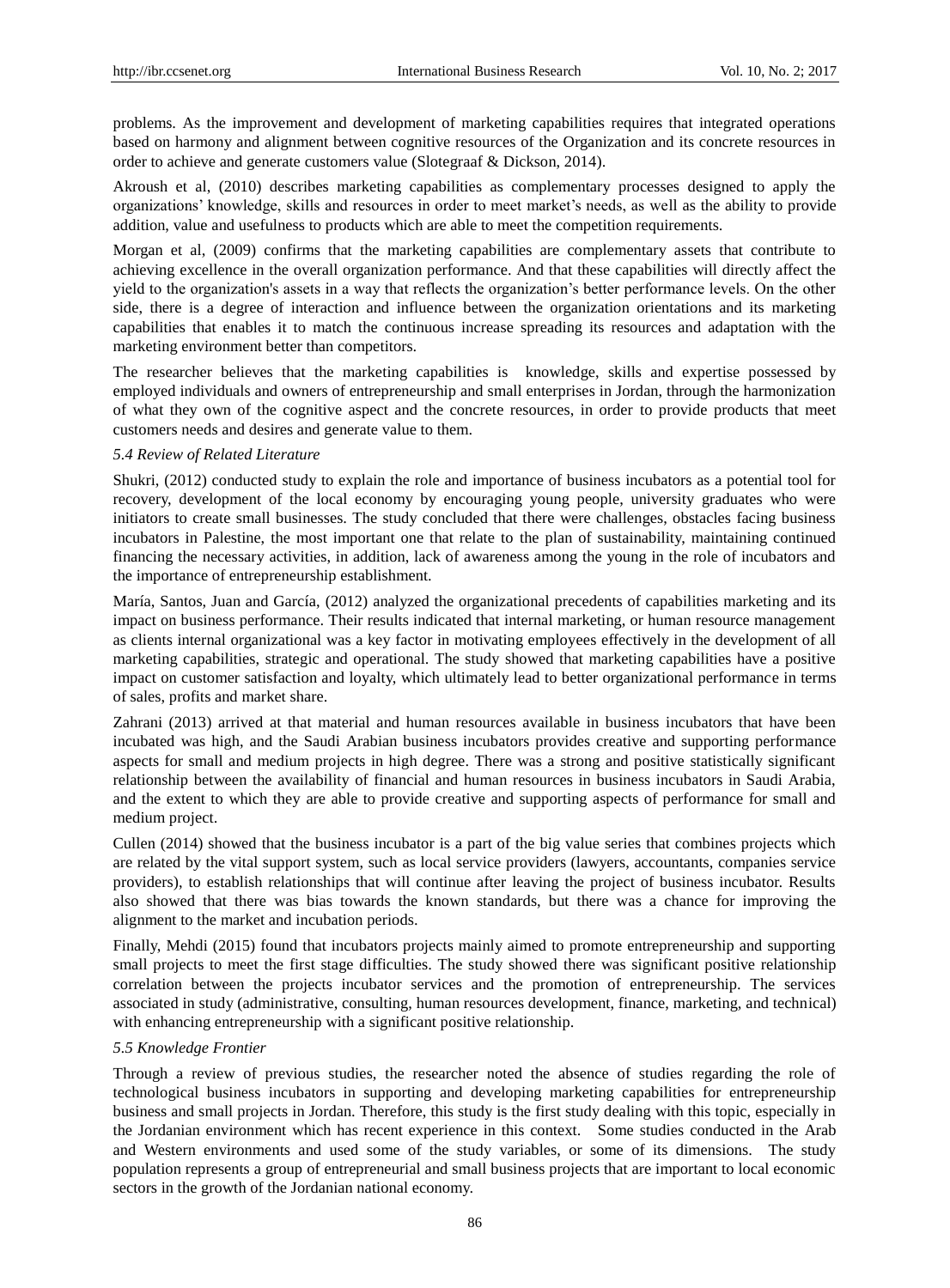problems. As the improvement and development of marketing capabilities requires that integrated operations based on harmony and alignment between cognitive resources of the Organization and its concrete resources in order to achieve and generate customers value (Slotegraaf & Dickson, 2014).

Akroush et al, (2010) describes marketing capabilities as complementary processes designed to apply the organizations' knowledge, skills and resources in order to meet market's needs, as well as the ability to provide addition, value and usefulness to products which are able to meet the competition requirements.

Morgan et al, (2009) confirms that the marketing capabilities are complementary assets that contribute to achieving excellence in the overall organization performance. And that these capabilities will directly affect the yield to the organization's assets in a way that reflects the organization's better performance levels. On the other side, there is a degree of interaction and influence between the organization orientations and its marketing capabilities that enables it to match the continuous increase spreading its resources and adaptation with the marketing environment better than competitors.

The researcher believes that the marketing capabilities is knowledge, skills and expertise possessed by employed individuals and owners of entrepreneurship and small enterprises in Jordan, through the harmonization of what they own of the cognitive aspect and the concrete resources, in order to provide products that meet customers needs and desires and generate value to them.

### *5.4 Review of Related Literature*

Shukri, (2012) conducted study to explain the role and importance of business incubators as a potential tool for recovery, development of the local economy by encouraging young people, university graduates who were initiators to create small businesses. The study concluded that there were challenges, obstacles facing business incubators in Palestine, the most important one that relate to the plan of sustainability, maintaining continued financing the necessary activities, in addition, lack of awareness among the young in the role of incubators and the importance of entrepreneurship establishment.

María, Santos, Juan and García, (2012) analyzed the organizational precedents of capabilities marketing and its impact on business performance. Their results indicated that internal marketing, or human resource management as clients internal organizational was a key factor in motivating employees effectively in the development of all marketing capabilities, strategic and operational. The study showed that marketing capabilities have a positive impact on customer satisfaction and loyalty, which ultimately lead to better organizational performance in terms of sales, profits and market share.

Zahrani (2013) arrived at that material and human resources available in business incubators that have been incubated was high, and the Saudi Arabian business incubators provides creative and supporting performance aspects for small and medium projects in high degree. There was a strong and positive statistically significant relationship between the availability of financial and human resources in business incubators in Saudi Arabia, and the extent to which they are able to provide creative and supporting aspects of performance for small and medium project.

Cullen (2014) showed that the business incubator is a part of the big value series that combines projects which are related by the vital support system, such as local service providers (lawyers, accountants, companies service providers), to establish relationships that will continue after leaving the project of business incubator. Results also showed that there was bias towards the known standards, but there was a chance for improving the alignment to the market and incubation periods.

Finally, Mehdi (2015) found that incubators projects mainly aimed to promote entrepreneurship and supporting small projects to meet the first stage difficulties. The study showed there was significant positive relationship correlation between the projects incubator services and the promotion of entrepreneurship. The services associated in study (administrative, consulting, human resources development, finance, marketing, and technical) with enhancing entrepreneurship with a significant positive relationship.

### *5.5 Knowledge Frontier*

Through a review of previous studies, the researcher noted the absence of studies regarding the role of technological business incubators in supporting and developing marketing capabilities for entrepreneurship business and small projects in Jordan. Therefore, this study is the first study dealing with this topic, especially in the Jordanian environment which has recent experience in this context. Some studies conducted in the Arab and Western environments and used some of the study variables, or some of its dimensions. The study population represents a group of entrepreneurial and small business projects that are important to local economic sectors in the growth of the Jordanian national economy.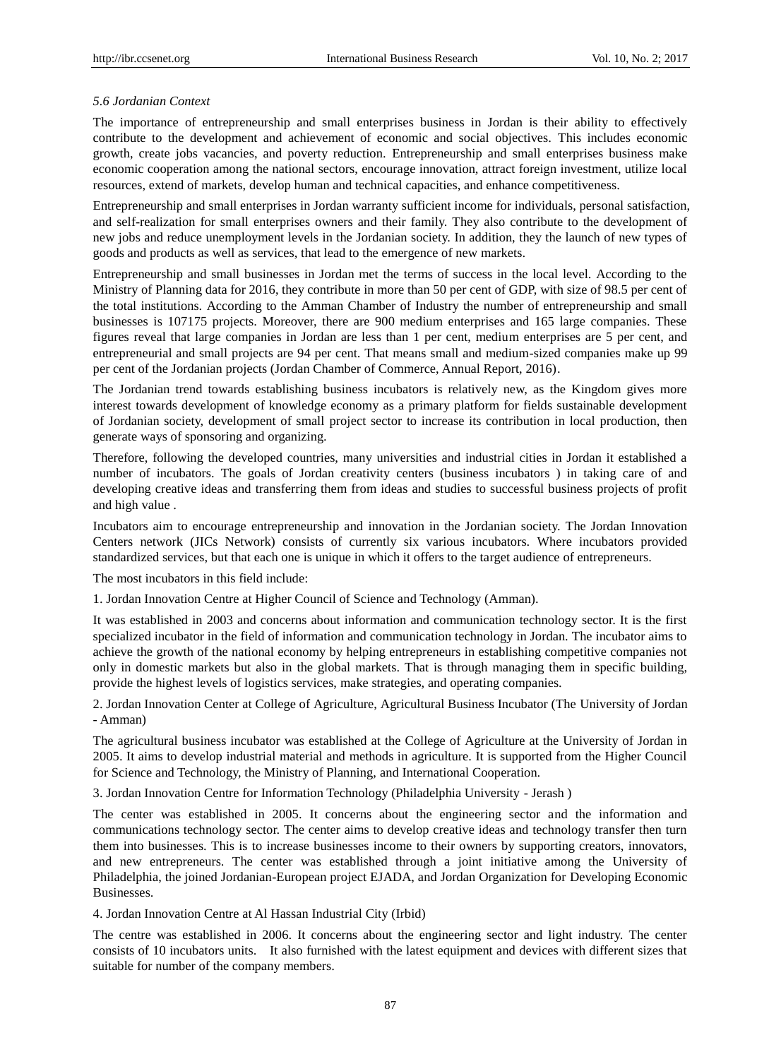### *5.6 Jordanian Context*

The importance of entrepreneurship and small enterprises business in Jordan is their ability to effectively contribute to the development and achievement of economic and social objectives. This includes economic growth, create jobs vacancies, and poverty reduction. Entrepreneurship and small enterprises business make economic cooperation among the national sectors, encourage innovation, attract foreign investment, utilize local resources, extend of markets, develop human and technical capacities, and enhance competitiveness.

Entrepreneurship and small enterprises in Jordan warranty sufficient income for individuals, personal satisfaction, and self-realization for small enterprises owners and their family. They also contribute to the development of new jobs and reduce unemployment levels in the Jordanian society. In addition, they the launch of new types of goods and products as well as services, that lead to the emergence of new markets.

Entrepreneurship and small businesses in Jordan met the terms of success in the local level. According to the Ministry of Planning data for 2016, they contribute in more than 50 per cent of GDP, with size of 98.5 per cent of the total institutions. According to the Amman Chamber of Industry the number of entrepreneurship and small businesses is 107175 projects. Moreover, there are 900 medium enterprises and 165 large companies. These figures reveal that large companies in Jordan are less than 1 per cent, medium enterprises are 5 per cent, and entrepreneurial and small projects are 94 per cent. That means small and medium-sized companies make up 99 per cent of the Jordanian projects (Jordan Chamber of Commerce, Annual Report, 2016).

The Jordanian trend towards establishing business incubators is relatively new, as the Kingdom gives more interest towards development of knowledge economy as a primary platform for fields sustainable development of Jordanian society, development of small project sector to increase its contribution in local production, then generate ways of sponsoring and organizing.

Therefore, following the developed countries, many universities and industrial cities in Jordan it established a number of incubators. The goals of Jordan creativity centers (business incubators ) in taking care of and developing creative ideas and transferring them from ideas and studies to successful business projects of profit and high value .

Incubators aim to encourage entrepreneurship and innovation in the Jordanian society. The Jordan Innovation Centers network (JICs Network) consists of currently six various incubators. Where incubators provided standardized services, but that each one is unique in which it offers to the target audience of entrepreneurs.

The most incubators in this field include:

1. Jordan Innovation Centre at Higher Council of Science and Technology (Amman).

It was established in 2003 and concerns about information and communication technology sector. It is the first specialized incubator in the field of information and communication technology in Jordan. The incubator aims to achieve the growth of the national economy by helping entrepreneurs in establishing competitive companies not only in domestic markets but also in the global markets. That is through managing them in specific building, provide the highest levels of logistics services, make strategies, and operating companies.

2. Jordan Innovation Center at College of Agriculture, Agricultural Business Incubator (The University of Jordan - Amman)

The agricultural business incubator was established at the College of Agriculture at the University of Jordan in 2005. It aims to develop industrial material and methods in agriculture. It is supported from the Higher Council for Science and Technology, the Ministry of Planning, and International Cooperation.

3. Jordan Innovation Centre for Information Technology (Philadelphia University - Jerash )

The center was established in 2005. It concerns about the engineering sector and the information and communications technology sector. The center aims to develop creative ideas and technology transfer then turn them into businesses. This is to increase businesses income to their owners by supporting creators, innovators, and new entrepreneurs. The center was established through a joint initiative among the University of Philadelphia, the joined Jordanian-European project EJADA, and Jordan Organization for Developing Economic Businesses.

4. Jordan Innovation Centre at Al Hassan Industrial City (Irbid)

The centre was established in 2006. It concerns about the engineering sector and light industry. The center consists of 10 incubators units. It also furnished with the latest equipment and devices with different sizes that suitable for number of the company members.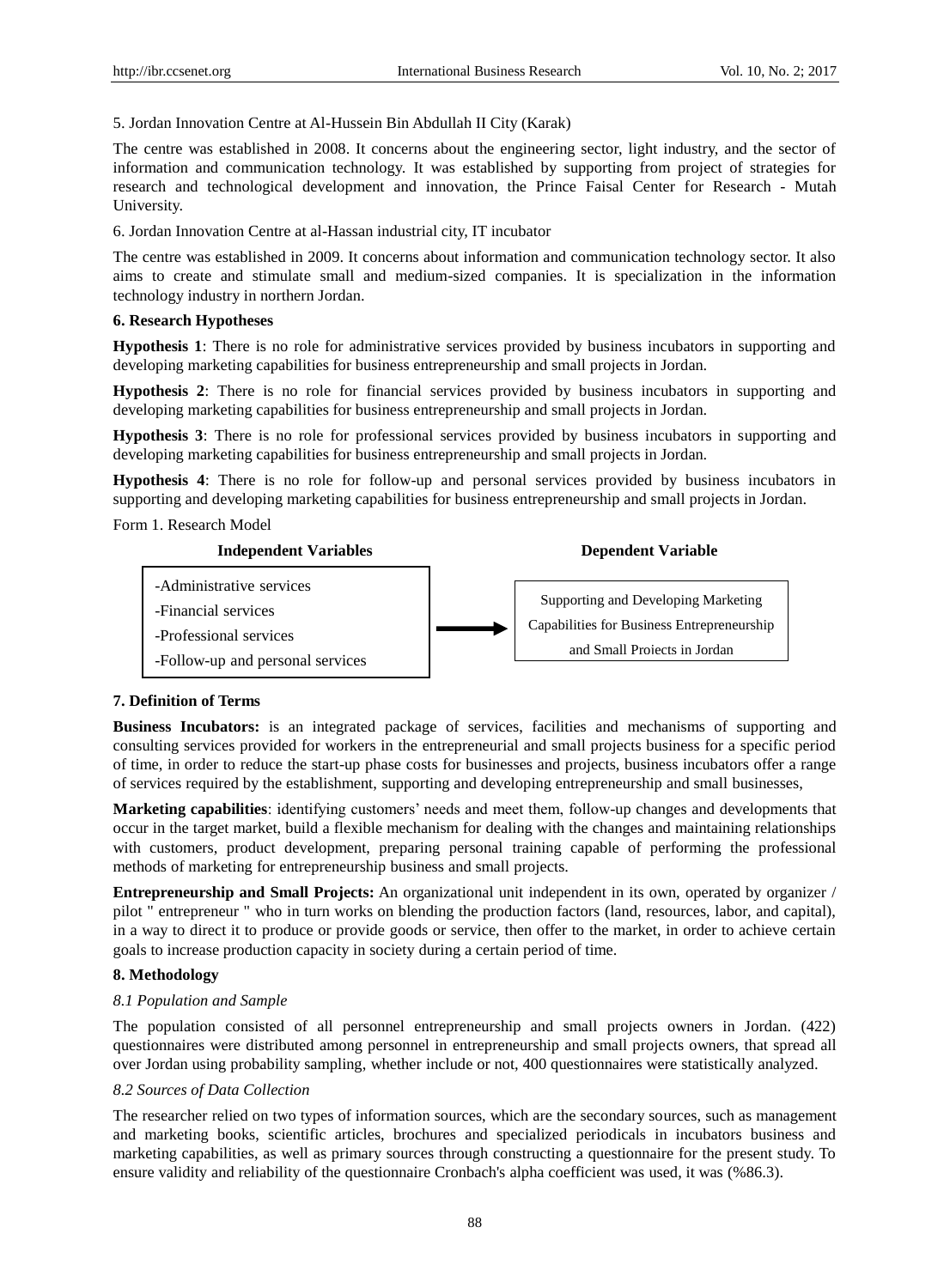5. Jordan Innovation Centre at Al-Hussein Bin Abdullah II City (Karak)

The centre was established in 2008. It concerns about the engineering sector, light industry, and the sector of information and communication technology. It was established by supporting from project of strategies for research and technological development and innovation, the Prince Faisal Center for Research - Mutah University.

6. Jordan Innovation Centre at al-Hassan industrial city, IT incubator

The centre was established in 2009. It concerns about information and communication technology sector. It also aims to create and stimulate small and medium-sized companies. It is specialization in the information technology industry in northern Jordan.

## 6. Research Hypotheses

**Hypothesis 1**: There is no role for administrative services provided by business incubators in supporting and developing marketing capabilities for business entrepreneurship and small projects in Jordan.

**Hypothesis 2**: There is no role for financial services provided by business incubators in supporting and developing marketing capabilities for business entrepreneurship and small projects in Jordan.

**Hypothesis 3**: There is no role for professional services provided by business incubators in supporting and developing marketing capabilities for business entrepreneurship and small projects in Jordan.

**Hypothesis 4**: There is no role for follow-up and personal services provided by business incubators in supporting and developing marketing capabilities for business entrepreneurship and small projects in Jordan.

Form 1. Research Model

| Independent Variables | | Dependent Variable |
|---|---|---|
| -Administrative services<br>-Financial services<br>-Professional services<br>-Follow-up and personal services | → | Supporting and Developing Marketing Capabilities for Business Entrepreneurship and Small Projects in Jordan |

## 7. Definition of Terms

**Business Incubators:** is an integrated package of services, facilities and mechanisms of supporting and consulting services provided for workers in the entrepreneurial and small projects business for a specific period of time, in order to reduce the start-up phase costs for businesses and projects, business incubators offer a range of services required by the establishment, supporting and developing entrepreneurship and small businesses,

**Marketing capabilities**: identifying customers' needs and meet them, follow-up changes and developments that occur in the target market, build a flexible mechanism for dealing with the changes and maintaining relationships with customers, product development, preparing personal training capable of performing the professional methods of marketing for entrepreneurship business and small projects.

**Entrepreneurship and Small Projects:** An organizational unit independent in its own, operated by organizer / pilot " entrepreneur " who in turn works on blending the production factors (land, resources, labor, and capital), in a way to direct it to produce or provide goods or service, then offer to the market, in order to achieve certain goals to increase production capacity in society during a certain period of time.

## 8. Methodology

### *8.1 Population and Sample*

The population consisted of all personnel entrepreneurship and small projects owners in Jordan. (422) questionnaires were distributed among personnel in entrepreneurship and small projects owners, that spread all over Jordan using probability sampling, whether include or not, 400 questionnaires were statistically analyzed.

### *8.2 Sources of Data Collection*

The researcher relied on two types of information sources, which are the secondary sources, such as management and marketing books, scientific articles, brochures and specialized periodicals in incubators business and marketing capabilities, as well as primary sources through constructing a questionnaire for the present study. To ensure validity and reliability of the questionnaire Cronbach's alpha coefficient was used, it was (%86.3).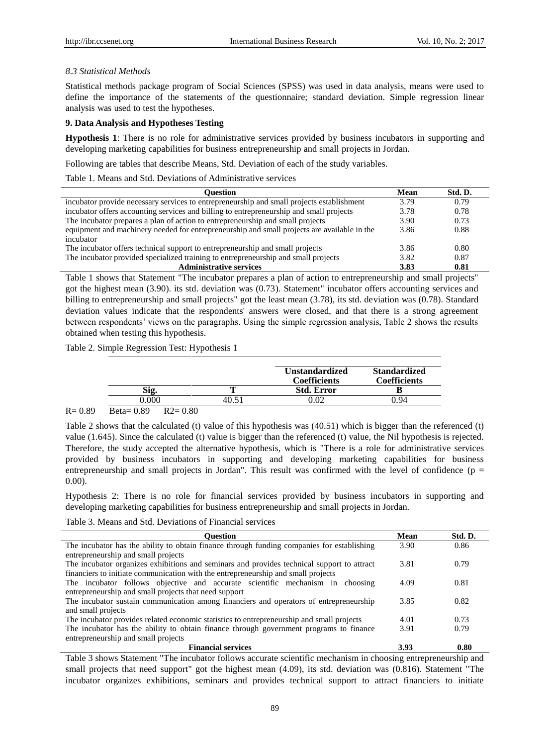*8.3 Statistical Methods*

Statistical methods package program of Social Sciences (SPSS) was used in data analysis, means were used to define the importance of the statements of the questionnaire; standard deviation. Simple regression linear analysis was used to test the hypotheses.

## 9. Data Analysis and Hypotheses Testing

**Hypothesis 1**: There is no role for administrative services provided by business incubators in supporting and developing marketing capabilities for business entrepreneurship and small projects in Jordan.

Following are tables that describe Means, Std. Deviation of each of the study variables.

Table 1. Means and Std. Deviations of Administrative services

| Question | Mean | Std. D. |
|---|---|---|
| incubator provide necessary services to entrepreneurship and small projects establishment | 3.79 | 0.79 |
| incubator offers accounting services and billing to entrepreneurship and small projects | 3.78 | 0.78 |
| The incubator prepares a plan of action to entrepreneurship and small projects | 3.90 | 0.73 |
| equipment and machinery needed for entrepreneurship and small projects are available in the incubator | 3.86 | 0.88 |
| The incubator offers technical support to entrepreneurship and small projects | 3.86 | 0.80 |
| The incubator provided specialized training to entrepreneurship and small projects | 3.82 | 0.87 |
| **Administrative services** | **3.83** | **0.81** |

Table 1 shows that Statement "The incubator prepares a plan of action to entrepreneurship and small projects" got the highest mean (3.90). its std. deviation was (0.73). Statement" incubator offers accounting services and billing to entrepreneurship and small projects" got the least mean (3.78), its std. deviation was (0.78). Standard deviation values indicate that the respondents' answers were closed, and that there is a strong agreement between respondents' views on the paragraphs. Using the simple regression analysis, Table 2 shows the results obtained when testing this hypothesis.

Table 2. Simple Regression Test: Hypothesis 1

| | | Unstandardized Coefficients | Standardized Coefficients |
|---|---|---|---|
| **Sig.** | **T** | **Std. Error** | **B** |
| 0.000 | 40.51 | 0.02 | 0.94 |

R= 0.89 Beta= 0.89 R2= 0.80

Table 2 shows that the calculated (t) value of this hypothesis was (40.51) which is bigger than the referenced (t) value (1.645). Since the calculated (t) value is bigger than the referenced (t) value, the Nil hypothesis is rejected. Therefore, the study accepted the alternative hypothesis, which is "There is a role for administrative services provided by business incubators in supporting and developing marketing capabilities for business entrepreneurship and small projects in Jordan". This result was confirmed with the level of confidence ($p = 0.00$).

Hypothesis 2: There is no role for financial services provided by business incubators in supporting and developing marketing capabilities for business entrepreneurship and small projects in Jordan.

Table 3. Means and Std. Deviations of Financial services

| Question | Mean | Std. D. |
|---|---|---|
| The incubator has the ability to obtain finance through funding companies for establishing entrepreneurship and small projects | 3.90 | 0.86 |
| The incubator organizes exhibitions and seminars and provides technical support to attract financiers to initiate communication with the entrepreneurship and small projects | 3.81 | 0.79 |
| The incubator follows objective and accurate scientific mechanism in choosing entrepreneurship and small projects that need support | 4.09 | 0.81 |
| The incubator sustain communication among financiers and operators of entrepreneurship and small projects | 3.85 | 0.82 |
| The incubator provides related economic statistics to entrepreneurship and small projects | 4.01 | 0.73 |
| The incubator has the ability to obtain finance through government programs to finance entrepreneurship and small projects | 3.91 | 0.79 |
| **Financial services** | **3.93** | **0.80** |

Table 3 shows Statement "The incubator follows accurate scientific mechanism in choosing entrepreneurship and small projects that need support" got the highest mean (4.09), its std. deviation was (0.816). Statement "The incubator organizes exhibitions, seminars and provides technical support to attract financiers to initiate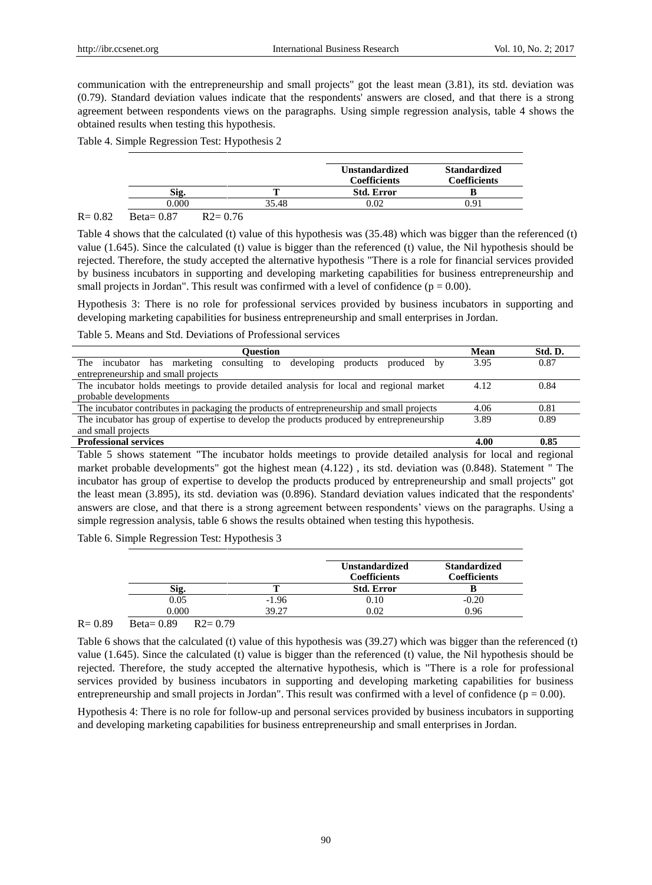communication with the entrepreneurship and small projects" got the least mean (3.81), its std. deviation was (0.79). Standard deviation values indicate that the respondents' answers are closed, and that there is a strong agreement between respondents views on the paragraphs. Using simple regression analysis, table 4 shows the obtained results when testing this hypothesis.

Table 4. Simple Regression Test: Hypothesis 2

| | | Unstandardized Coefficients | Standardized Coefficients |
|---|---|---|---|
| **Sig.** | **T** | **Std. Error** | **B** |
| 0.000 | 35.48 | 0.02 | 0.91 |

R= 0.82 Beta= 0.87 R2= 0.76

Table 4 shows that the calculated (t) value of this hypothesis was (35.48) which was bigger than the referenced (t) value (1.645). Since the calculated (t) value is bigger than the referenced (t) value, the Nil hypothesis should be rejected. Therefore, the study accepted the alternative hypothesis "There is a role for financial services provided by business incubators in supporting and developing marketing capabilities for business entrepreneurship and small projects in Jordan". This result was confirmed with a level of confidence (p = 0.00).

Hypothesis 3: There is no role for professional services provided by business incubators in supporting and developing marketing capabilities for business entrepreneurship and small enterprises in Jordan.

Table 5. Means and Std. Deviations of Professional services

| Question | Mean | Std. D. |
|---|---|---|
| The incubator has marketing consulting to developing products produced by entrepreneurship and small projects | 3.95 | 0.87 |
| The incubator holds meetings to provide detailed analysis for local and regional market probable developments | 4.12 | 0.84 |
| The incubator contributes in packaging the products of entrepreneurship and small projects | 4.06 | 0.81 |
| The incubator has group of expertise to develop the products produced by entrepreneurship and small projects | 3.89 | 0.89 |
| **Professional services** | **4.00** | **0.85** |

Table 5 shows statement "The incubator holds meetings to provide detailed analysis for local and regional market probable developments" got the highest mean (4.122) , its std. deviation was (0.848). Statement " The incubator has group of expertise to develop the products produced by entrepreneurship and small projects" got the least mean (3.895), its std. deviation was (0.896). Standard deviation values indicated that the respondents' answers are close, and that there is a strong agreement between respondents' views on the paragraphs. Using a simple regression analysis, table 6 shows the results obtained when testing this hypothesis.

Table 6. Simple Regression Test: Hypothesis 3

| | | Unstandardized Coefficients | Standardized Coefficients |
|---|---|---|---|
| **Sig.** | **T** | **Std. Error** | **B** |
| 0.05 | -1.96 | 0.10 | -0.20 |
| 0.000 | 39.27 | 0.02 | 0.96 |

R= 0.89 Beta= 0.89 R2= 0.79

Table 6 shows that the calculated (t) value of this hypothesis was (39.27) which was bigger than the referenced (t) value (1.645). Since the calculated (t) value is bigger than the referenced (t) value, the Nil hypothesis should be rejected. Therefore, the study accepted the alternative hypothesis, which is "There is a role for professional services provided by business incubators in supporting and developing marketing capabilities for business entrepreneurship and small projects in Jordan". This result was confirmed with a level of confidence (p = 0.00).

Hypothesis 4: There is no role for follow-up and personal services provided by business incubators in supporting and developing marketing capabilities for business entrepreneurship and small enterprises in Jordan.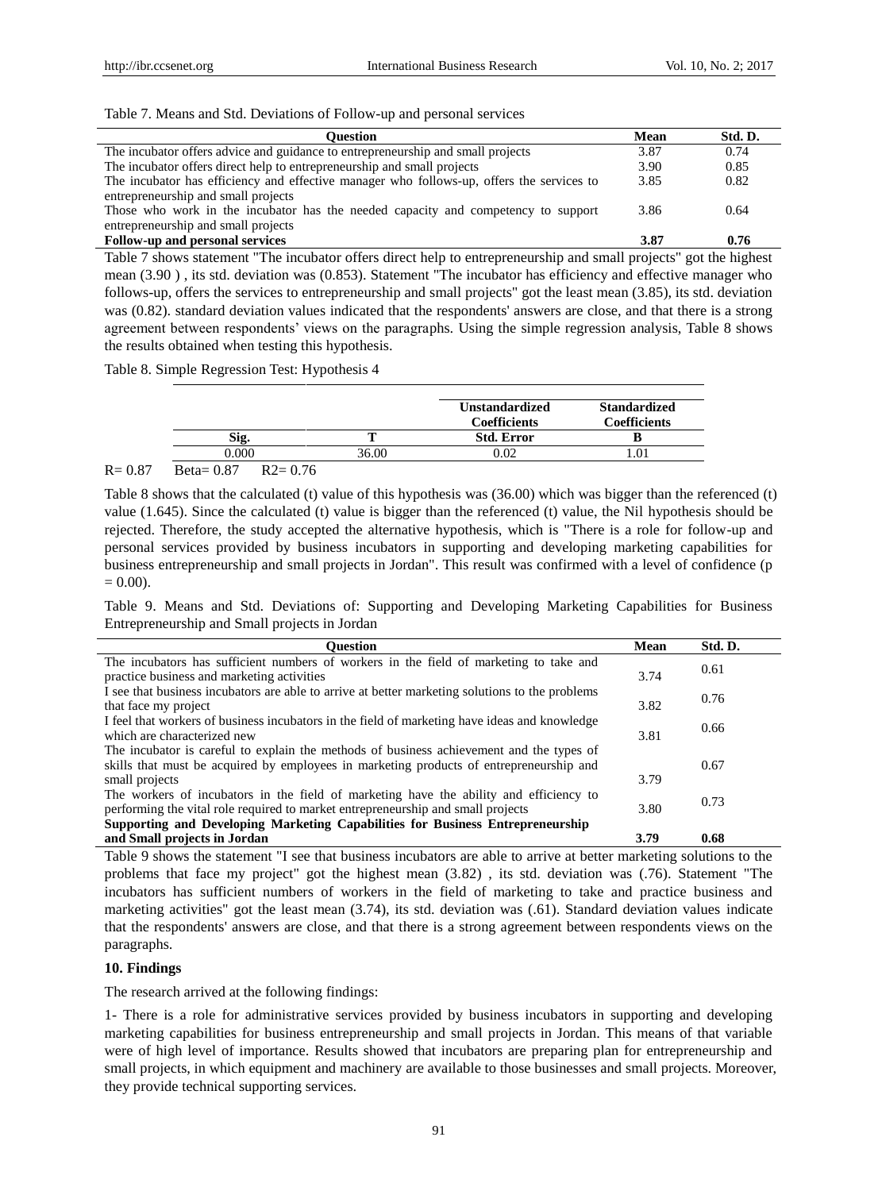Table 7. Means and Std. Deviations of Follow-up and personal services

| Question | Mean | Std. D. |
|---|---|---|
| The incubator offers advice and guidance to entrepreneurship and small projects | 3.87 | 0.74 |
| The incubator offers direct help to entrepreneurship and small projects | 3.90 | 0.85 |
| The incubator has efficiency and effective manager who follows-up, offers the services to entrepreneurship and small projects | 3.85 | 0.82 |
| Those who work in the incubator has the needed capacity and competency to support entrepreneurship and small projects | 3.86 | 0.64 |
| **Follow-up and personal services** | **3.87** | **0.76** |

Table 7 shows statement "The incubator offers direct help to entrepreneurship and small projects" got the highest mean (3.90 ) , its std. deviation was (0.853). Statement "The incubator has efficiency and effective manager who follows-up, offers the services to entrepreneurship and small projects" got the least mean (3.85), its std. deviation was (0.82). standard deviation values indicated that the respondents' answers are close, and that there is a strong agreement between respondents' views on the paragraphs. Using the simple regression analysis, Table 8 shows the results obtained when testing this hypothesis.

Table 8. Simple Regression Test: Hypothesis 4

| | | Unstandardized Coefficients | Standardized Coefficients |
|---|---|---|---|
| **Sig.** | **T** | **Std. Error** | **B** |
| 0.000 | 36.00 | 0.02 | 1.01 |

R= 0.87 Beta= 0.87 R2= 0.76

Table 8 shows that the calculated (t) value of this hypothesis was (36.00) which was bigger than the referenced (t) value (1.645). Since the calculated (t) value is bigger than the referenced (t) value, the Nil hypothesis should be rejected. Therefore, the study accepted the alternative hypothesis, which is "There is a role for follow-up and personal services provided by business incubators in supporting and developing marketing capabilities for business entrepreneurship and small projects in Jordan". This result was confirmed with a level of confidence (p = 0.00).

Table 9. Means and Std. Deviations of: Supporting and Developing Marketing Capabilities for Business Entrepreneurship and Small projects in Jordan

| Question | Mean | Std. D. |
|---|---|---|
| The incubators has sufficient numbers of workers in the field of marketing to take and practice business and marketing activities | 3.74 | 0.61 |
| I see that business incubators are able to arrive at better marketing solutions to the problems that face my project | 3.82 | 0.76 |
| I feel that workers of business incubators in the field of marketing have ideas and knowledge which are characterized new | 3.81 | 0.66 |
| The incubator is careful to explain the methods of business achievement and the types of skills that must be acquired by employees in marketing products of entrepreneurship and small projects | 3.79 | 0.67 |
| The workers of incubators in the field of marketing have the ability and efficiency to performing the vital role required to market entrepreneurship and small projects | 3.80 | 0.73 |
| **Supporting and Developing Marketing Capabilities for Business Entrepreneurship and Small projects in Jordan** | **3.79** | **0.68** |

Table 9 shows the statement "I see that business incubators are able to arrive at better marketing solutions to the problems that face my project" got the highest mean (3.82) , its std. deviation was (.76). Statement "The incubators has sufficient numbers of workers in the field of marketing to take and practice business and marketing activities" got the least mean (3.74), its std. deviation was (.61). Standard deviation values indicate that the respondents' answers are close, and that there is a strong agreement between respondents views on the paragraphs.

## 10. Findings

The research arrived at the following findings:

1- There is a role for administrative services provided by business incubators in supporting and developing marketing capabilities for business entrepreneurship and small projects in Jordan. This means of that variable were of high level of importance. Results showed that incubators are preparing plan for entrepreneurship and small projects, in which equipment and machinery are available to those businesses and small projects. Moreover, they provide technical supporting services.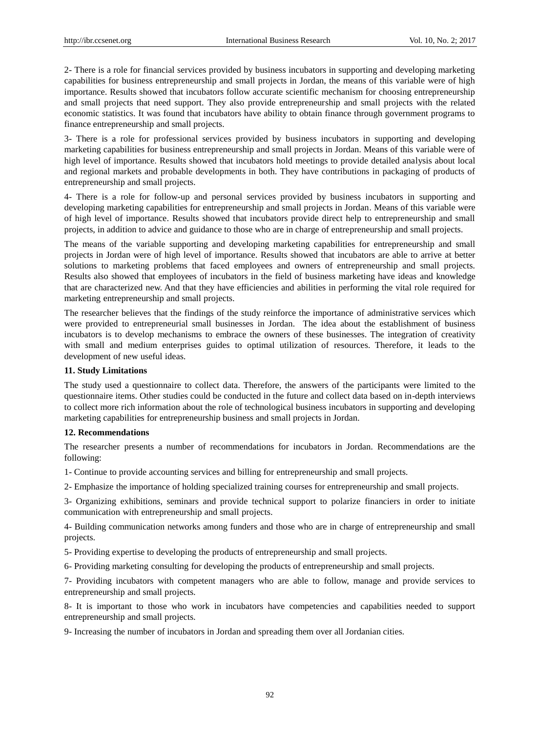2- There is a role for financial services provided by business incubators in supporting and developing marketing capabilities for business entrepreneurship and small projects in Jordan, the means of this variable were of high importance. Results showed that incubators follow accurate scientific mechanism for choosing entrepreneurship and small projects that need support. They also provide entrepreneurship and small projects with the related economic statistics. It was found that incubators have ability to obtain finance through government programs to finance entrepreneurship and small projects.

3- There is a role for professional services provided by business incubators in supporting and developing marketing capabilities for business entrepreneurship and small projects in Jordan. Means of this variable were of high level of importance. Results showed that incubators hold meetings to provide detailed analysis about local and regional markets and probable developments in both. They have contributions in packaging of products of entrepreneurship and small projects.

4- There is a role for follow-up and personal services provided by business incubators in supporting and developing marketing capabilities for entrepreneurship and small projects in Jordan. Means of this variable were of high level of importance. Results showed that incubators provide direct help to entrepreneurship and small projects, in addition to advice and guidance to those who are in charge of entrepreneurship and small projects.

The means of the variable supporting and developing marketing capabilities for entrepreneurship and small projects in Jordan were of high level of importance. Results showed that incubators are able to arrive at better solutions to marketing problems that faced employees and owners of entrepreneurship and small projects. Results also showed that employees of incubators in the field of business marketing have ideas and knowledge that are characterized new. And that they have efficiencies and abilities in performing the vital role required for marketing entrepreneurship and small projects.

The researcher believes that the findings of the study reinforce the importance of administrative services which were provided to entrepreneurial small businesses in Jordan. The idea about the establishment of business incubators is to develop mechanisms to embrace the owners of these businesses. The integration of creativity with small and medium enterprises guides to optimal utilization of resources. Therefore, it leads to the development of new useful ideas.

## 11. Study Limitations

The study used a questionnaire to collect data. Therefore, the answers of the participants were limited to the questionnaire items. Other studies could be conducted in the future and collect data based on in-depth interviews to collect more rich information about the role of technological business incubators in supporting and developing marketing capabilities for entrepreneurship business and small projects in Jordan.

## 12. Recommendations

The researcher presents a number of recommendations for incubators in Jordan. Recommendations are the following:

1- Continue to provide accounting services and billing for entrepreneurship and small projects.

2- Emphasize the importance of holding specialized training courses for entrepreneurship and small projects.

3- Organizing exhibitions, seminars and provide technical support to polarize financiers in order to initiate communication with entrepreneurship and small projects.

4- Building communication networks among funders and those who are in charge of entrepreneurship and small projects.

5- Providing expertise to developing the products of entrepreneurship and small projects.

6- Providing marketing consulting for developing the products of entrepreneurship and small projects.

7- Providing incubators with competent managers who are able to follow, manage and provide services to entrepreneurship and small projects.

8- It is important to those who work in incubators have competencies and capabilities needed to support entrepreneurship and small projects.

9- Increasing the number of incubators in Jordan and spreading them over all Jordanian cities.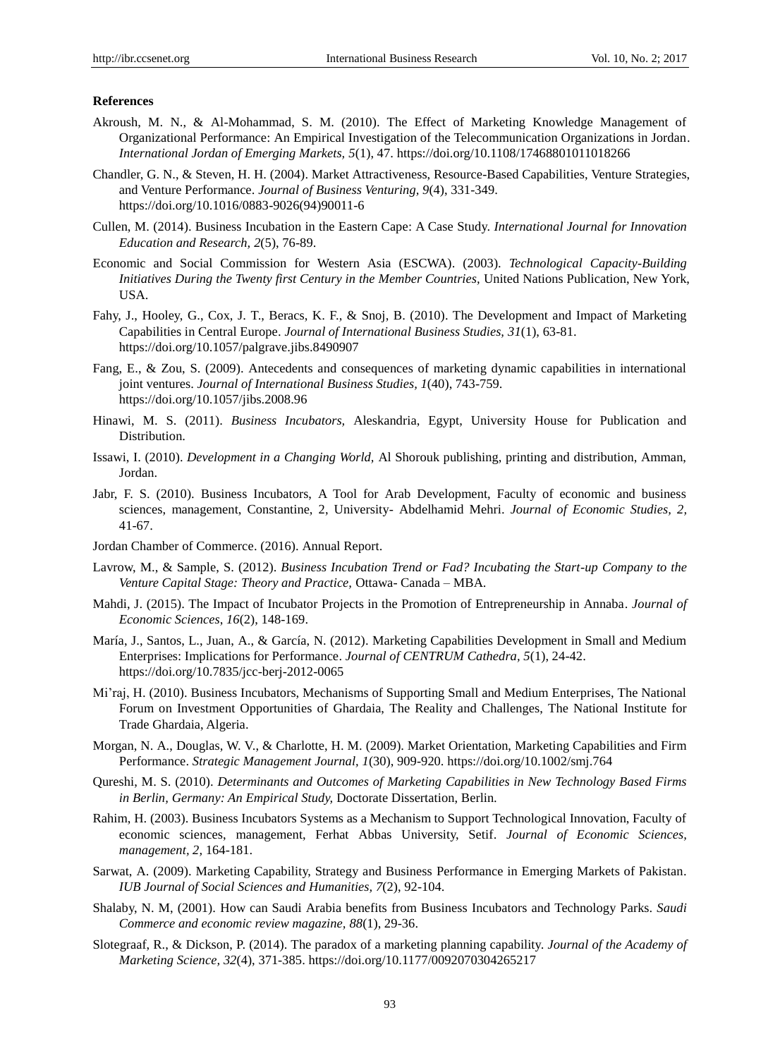**References**

Akroush, M. N., & Al-Mohammad, S. M. (2010). The Effect of Marketing Knowledge Management of Organizational Performance: An Empirical Investigation of the Telecommunication Organizations in Jordan. *International Jordan of Emerging Markets, 5*(1), 47. https://doi.org/10.1108/17468801011018266

Chandler, G. N., & Steven, H. H. (2004). Market Attractiveness, Resource-Based Capabilities, Venture Strategies, and Venture Performance. *Journal of Business Venturing, 9*(4), 331-349. https://doi.org/10.1016/0883-9026(94)90011-6

Cullen, M. (2014). Business Incubation in the Eastern Cape: A Case Study. *International Journal for Innovation Education and Research, 2*(5), 76-89.

Economic and Social Commission for Western Asia (ESCWA). (2003). *Technological Capacity-Building Initiatives During the Twenty first Century in the Member Countries,* United Nations Publication, New York, USA.

Fahy, J., Hooley, G., Cox, J. T., Beracs, K. F., & Snoj, B. (2010). The Development and Impact of Marketing Capabilities in Central Europe. *Journal of International Business Studies, 31*(1), 63-81. https://doi.org/10.1057/palgrave.jibs.8490907

Fang, E., & Zou, S. (2009). Antecedents and consequences of marketing dynamic capabilities in international joint ventures. *Journal of International Business Studies, 1*(40), 743-759. https://doi.org/10.1057/jibs.2008.96

Hinawi, M. S. (2011). *Business Incubators,* Aleskandria, Egypt, University House for Publication and Distribution.

Issawi, I. (2010). *Development in a Changing World,* Al Shorouk publishing, printing and distribution, Amman, Jordan.

Jabr, F. S. (2010). Business Incubators, A Tool for Arab Development, Faculty of economic and business sciences, management, Constantine, 2, University- Abdelhamid Mehri. *Journal of Economic Studies, 2,* 41-67.

Jordan Chamber of Commerce. (2016). Annual Report.

Lavrow, M., & Sample, S. (2012). *Business Incubation Trend or Fad? Incubating the Start-up Company to the Venture Capital Stage: Theory and Practice,* Ottawa- Canada – MBA.

Mahdi, J. (2015). The Impact of Incubator Projects in the Promotion of Entrepreneurship in Annaba. *Journal of Economic Sciences, 16*(2), 148-169.

María, J., Santos, L., Juan, A., & García, N. (2012). Marketing Capabilities Development in Small and Medium Enterprises: Implications for Performance. *Journal of CENTRUM Cathedra, 5*(1), 24-42. https://doi.org/10.7835/jcc-berj-2012-0065

Mi'raj, H. (2010). Business Incubators, Mechanisms of Supporting Small and Medium Enterprises, The National Forum on Investment Opportunities of Ghardaia, The Reality and Challenges, The National Institute for Trade Ghardaia, Algeria.

Morgan, N. A., Douglas, W. V., & Charlotte, H. M. (2009). Market Orientation, Marketing Capabilities and Firm Performance. *Strategic Management Journal, 1*(30), 909-920. https://doi.org/10.1002/smj.764

Qureshi, M. S. (2010). *Determinants and Outcomes of Marketing Capabilities in New Technology Based Firms in Berlin, Germany: An Empirical Study,* Doctorate Dissertation, Berlin.

Rahim, H. (2003). Business Incubators Systems as a Mechanism to Support Technological Innovation, Faculty of economic sciences, management, Ferhat Abbas University, Setif. *Journal of Economic Sciences, management, 2,* 164-181.

Sarwat, A. (2009). Marketing Capability, Strategy and Business Performance in Emerging Markets of Pakistan. *IUB Journal of Social Sciences and Humanities, 7*(2), 92-104.

Shalaby, N. M, (2001). How can Saudi Arabia benefits from Business Incubators and Technology Parks. *Saudi Commerce and economic review magazine, 88*(1), 29-36.

Slotegraaf, R., & Dickson, P. (2014). The paradox of a marketing planning capability. *Journal of the Academy of Marketing Science, 32*(4), 371-385. https://doi.org/10.1177/0092070304265217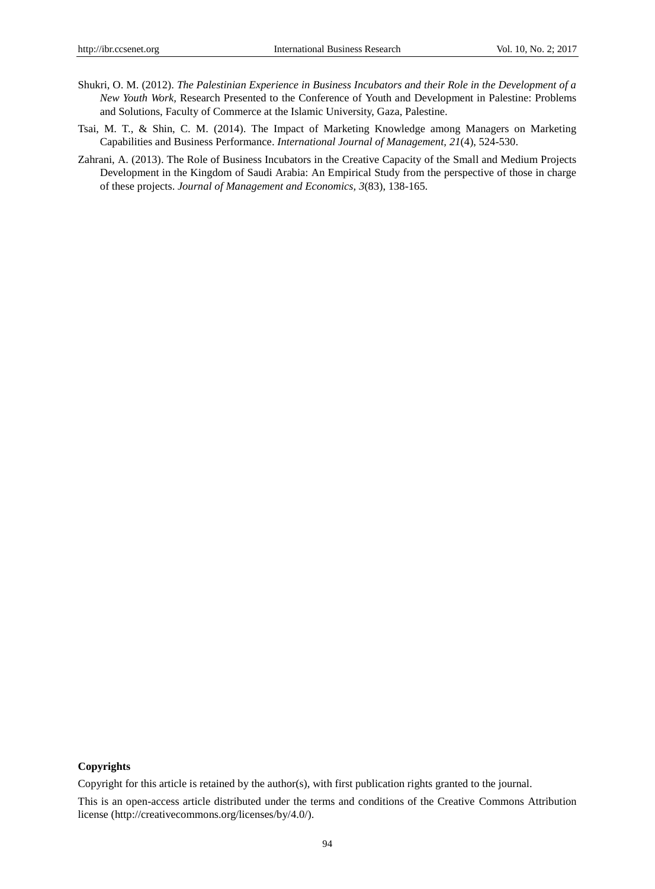Shukri, O. M. (2012). *The Palestinian Experience in Business Incubators and their Role in the Development of a New Youth Work,* Research Presented to the Conference of Youth and Development in Palestine: Problems and Solutions, Faculty of Commerce at the Islamic University, Gaza, Palestine.

Tsai, M. T., & Shin, C. M. (2014). The Impact of Marketing Knowledge among Managers on Marketing Capabilities and Business Performance. *International Journal of Management, 21*(4), 524-530.

Zahrani, A. (2013). The Role of Business Incubators in the Creative Capacity of the Small and Medium Projects Development in the Kingdom of Saudi Arabia: An Empirical Study from the perspective of those in charge of these projects. *Journal of Management and Economics, 3*(83), 138-165.

**Copyrights**

Copyright for this article is retained by the author(s), with first publication rights granted to the journal.

This is an open-access article distributed under the terms and conditions of the Creative Commons Attribution license (http://creativecommons.org/licenses/by/4.0/).